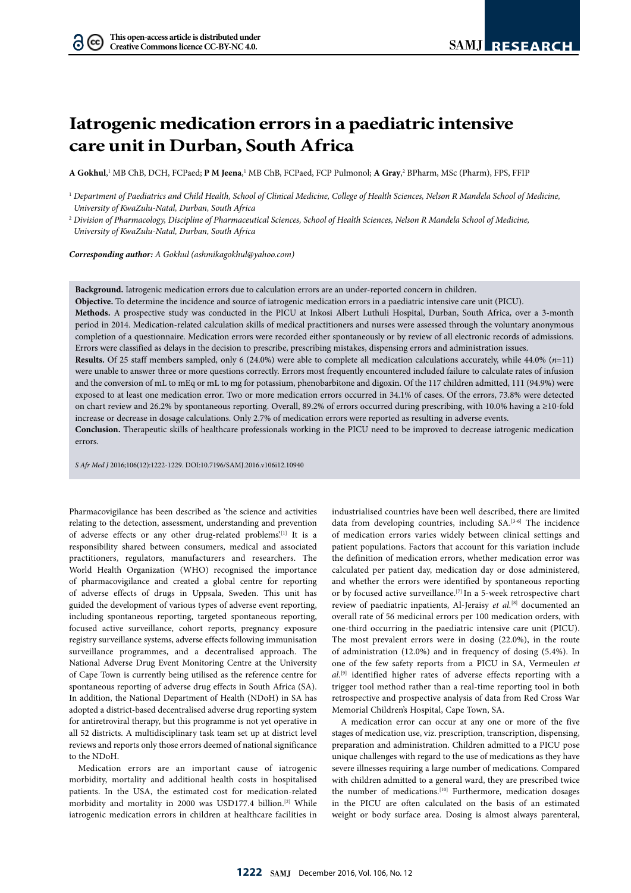# Iatrogenic medication errors in a paediatric intensive care unit in Durban, South Africa

**A Gokhul**,[1] MB ChB, DCH, FCPaed; **P M Jeena**,[1] MB ChB, FCPaed, FCP Pulmonol; **A Gray**,[2] BPharm, MSc (Pharm), FPS, FFIP

[1] *Department of Paediatrics and Child Health, School of Clinical Medicine, College of Health Sciences, Nelson R Mandela School of Medicine, University of KwaZulu-Natal, Durban, South Africa*

[2] *Division of Pharmacology, Discipline of Pharmaceutical Sciences, School of Health Sciences, Nelson R Mandela School of Medicine, University of KwaZulu-Natal, Durban, South Africa*

***Corresponding author:*** *A Gokhul (ashmikagokhul@yahoo.com)*

**Background.** Iatrogenic medication errors due to calculation errors are an under-reported concern in children.

**Objective.** To determine the incidence and source of iatrogenic medication errors in a paediatric intensive care unit (PICU).

**Methods.** A prospective study was conducted in the PICU at Inkosi Albert Luthuli Hospital, Durban, South Africa, over a 3-month period in 2014. Medication-related calculation skills of medical practitioners and nurses were assessed through the voluntary anonymous completion of a questionnaire. Medication errors were recorded either spontaneously or by review of all electronic records of admissions. Errors were classified as delays in the decision to prescribe, prescribing mistakes, dispensing errors and administration issues.

**Results.** Of 25 staff members sampled, only 6 (24.0%) were able to complete all medication calculations accurately, while 44.0% ($n$=11) were unable to answer three or more questions correctly. Errors most frequently encountered included failure to calculate rates of infusion and the conversion of mL to mEq or mL to mg for potassium, phenobarbitone and digoxin. Of the 117 children admitted, 111 (94.9%) were exposed to at least one medication error. Two or more medication errors occurred in 34.1% of cases. Of the errors, 73.8% were detected on chart review and 26.2% by spontaneous reporting. Overall, 89.2% of errors occurred during prescribing, with 10.0% having a ≥10-fold increase or decrease in dosage calculations. Only 2.7% of medication errors were reported as resulting in adverse events.

**Conclusion.** Therapeutic skills of healthcare professionals working in the PICU need to be improved to decrease iatrogenic medication errors.

*S Afr Med J* 2016;106(12):1222-1229. DOI:10.7196/SAMJ.2016.v106i12.10940

Pharmacovigilance has been described as 'the science and activities relating to the detection, assessment, understanding and prevention of adverse effects or any other drug-related problems'.[1] It is a responsibility shared between consumers, medical and associated practitioners, regulators, manufacturers and researchers. The World Health Organization (WHO) recognised the importance of pharmacovigilance and created a global centre for reporting of adverse effects of drugs in Uppsala, Sweden. This unit has guided the development of various types of adverse event reporting, including spontaneous reporting, targeted spontaneous reporting, focused active surveillance, cohort reports, pregnancy exposure registry surveillance systems, adverse effects following immunisation surveillance programmes, and a decentralised approach. The National Adverse Drug Event Monitoring Centre at the University of Cape Town is currently being utilised as the reference centre for spontaneous reporting of adverse drug effects in South Africa (SA). In addition, the National Department of Health (NDoH) in SA has adopted a district-based decentralised adverse drug reporting system for antiretroviral therapy, but this programme is not yet operative in all 52 districts. A multidisciplinary task team set up at district level reviews and reports only those errors deemed of national significance to the NDoH.

Medication errors are an important cause of iatrogenic morbidity, mortality and additional health costs in hospitalised patients. In the USA, the estimated cost for medication-related morbidity and mortality in 2000 was USD177.4 billion.[2] While iatrogenic medication errors in children at healthcare facilities in industrialised countries have been well described, there are limited data from developing countries, including SA.[3-6] The incidence of medication errors varies widely between clinical settings and patient populations. Factors that account for this variation include the definition of medication errors, whether medication error was calculated per patient day, medication day or dose administered, and whether the errors were identified by spontaneous reporting or by focused active surveillance.[7] In a 5-week retrospective chart review of paediatric inpatients, Al-Jeraisy *et al*.[8] documented an overall rate of 56 medicinal errors per 100 medication orders, with one-third occurring in the paediatric intensive care unit (PICU). The most prevalent errors were in dosing (22.0%), in the route of administration (12.0%) and in frequency of dosing (5.4%). In one of the few safety reports from a PICU in SA, Vermeulen *et al*.[9] identified higher rates of adverse effects reporting with a trigger tool method rather than a real-time reporting tool in both retrospective and prospective analysis of data from Red Cross War Memorial Children's Hospital, Cape Town, SA.

A medication error can occur at any one or more of the five stages of medication use, viz. prescription, transcription, dispensing, preparation and administration. Children admitted to a PICU pose unique challenges with regard to the use of medications as they have severe illnesses requiring a large number of medications. Compared with children admitted to a general ward, they are prescribed twice the number of medications.[10] Furthermore, medication dosages in the PICU are often calculated on the basis of an estimated weight or body surface area. Dosing is almost always parenteral,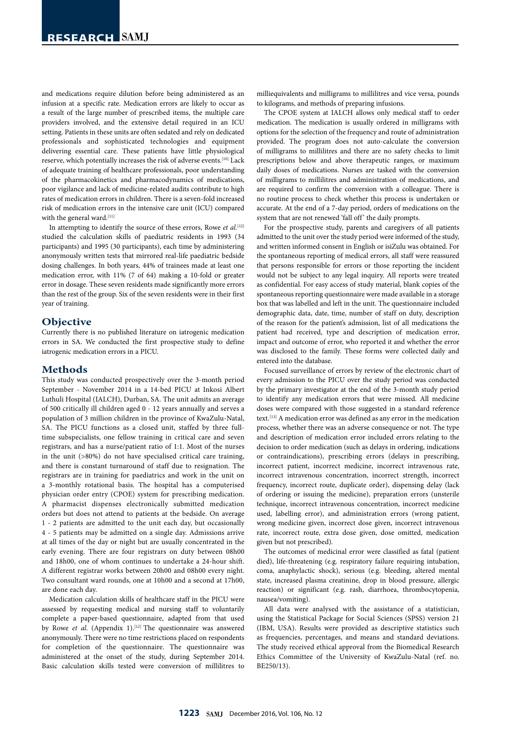and medications require dilution before being administered as an infusion at a specific rate. Medication errors are likely to occur as a result of the large number of prescribed items, the multiple care providers involved, and the extensive detail required in an ICU setting. Patients in these units are often sedated and rely on dedicated professionals and sophisticated technologies and equipment delivering essential care. These patients have little physiological reserve, which potentially increases the risk of adverse events.[10] Lack of adequate training of healthcare professionals, poor understanding of the pharmacokinetics and pharmacodynamics of medications, poor vigilance and lack of medicine-related audits contribute to high rates of medication errors in children. There is a seven-fold increased risk of medication errors in the intensive care unit (ICU) compared with the general ward.[11]

In attempting to identify the source of these errors, Rowe *et al.*[12] studied the calculation skills of paediatric residents in 1993 (34 participants) and 1995 (30 participants), each time by administering anonymously written tests that mirrored real-life paediatric bedside dosing challenges. In both years, 44% of trainees made at least one medication error, with 11% (7 of 64) making a 10-fold or greater error in dosage. These seven residents made significantly more errors than the rest of the group. Six of the seven residents were in their first year of training.

## Objective

Currently there is no published literature on iatrogenic medication errors in SA. We conducted the first prospective study to define iatrogenic medication errors in a PICU.

## Methods

This study was conducted prospectively over the 3-month period September - November 2014 in a 14-bed PICU at Inkosi Albert Luthuli Hospital (IALCH), Durban, SA. The unit admits an average of 500 critically ill children aged 0 - 12 years annually and serves a population of 3 million children in the province of KwaZulu-Natal, SA. The PICU functions as a closed unit, staffed by three full-time subspecialists, one fellow training in critical care and seven registrars, and has a nurse/patient ratio of 1:1. Most of the nurses in the unit (>80%) do not have specialised critical care training, and there is constant turnaround of staff due to resignation. The registrars are in training for paediatrics and work in the unit on a 3-monthly rotational basis. The hospital has a computerised physician order entry (CPOE) system for prescribing medication. A pharmacist dispenses electronically submitted medication orders but does not attend to patients at the bedside. On average 1 - 2 patients are admitted to the unit each day, but occasionally 4 - 5 patients may be admitted on a single day. Admissions arrive at all times of the day or night but are usually concentrated in the early evening. There are four registrars on duty between 08h00 and 18h00, one of whom continues to undertake a 24-hour shift. A different registrar works between 20h00 and 08h00 every night. Two consultant ward rounds, one at 10h00 and a second at 17h00, are done each day.

Medication calculation skills of healthcare staff in the PICU were assessed by requesting medical and nursing staff to voluntarily complete a paper-based questionnaire, adapted from that used by Rowe *et al*. (Appendix 1).[12] The questionnaire was answered anonymously. There were no time restrictions placed on respondents for completion of the questionnaire. The questionnaire was administered at the onset of the study, during September 2014. Basic calculation skills tested were conversion of millilitres to milliequivalents and milligrams to millilitres and vice versa, pounds to kilograms, and methods of preparing infusions.

The CPOE system at IALCH allows only medical staff to order medication. The medication is usually ordered in milligrams with options for the selection of the frequency and route of administration provided. The program does not auto-calculate the conversion of milligrams to millilitres and there are no safety checks to limit prescriptions below and above therapeutic ranges, or maximum daily doses of medications. Nurses are tasked with the conversion of milligrams to millilitres and administration of medications, and are required to confirm the conversion with a colleague. There is no routine process to check whether this process is undertaken or accurate. At the end of a 7-day period, orders of medications on the system that are not renewed 'fall off' the daily prompts.

For the prospective study, parents and caregivers of all patients admitted to the unit over the study period were informed of the study, and written informed consent in English or isiZulu was obtained. For the spontaneous reporting of medical errors, all staff were reassured that persons responsible for errors or those reporting the incident would not be subject to any legal inquiry. All reports were treated as confidential. For easy access of study material, blank copies of the spontaneous reporting questionnaire were made available in a storage box that was labelled and left in the unit. The questionnaire included demographic data, date, time, number of staff on duty, description of the reason for the patient's admission, list of all medications the patient had received, type and description of medication error, impact and outcome of error, who reported it and whether the error was disclosed to the family. These forms were collected daily and entered into the database.

Focused surveillance of errors by review of the electronic chart of every admission to the PICU over the study period was conducted by the primary investigator at the end of the 3-month study period to identify any medication errors that were missed. All medicine doses were compared with those suggested in a standard reference text.[13] A medication error was defined as any error in the medication process, whether there was an adverse consequence or not. The type and description of medication error included errors relating to the decision to order medication (such as delays in ordering, indications or contraindications), prescribing errors (delays in prescribing, incorrect patient, incorrect medicine, incorrect intravenous rate, incorrect intravenous concentration, incorrect strength, incorrect frequency, incorrect route, duplicate order), dispensing delay (lack of ordering or issuing the medicine), preparation errors (unsterile technique, incorrect intravenous concentration, incorrect medicine used, labelling error), and administration errors (wrong patient, wrong medicine given, incorrect dose given, incorrect intravenous rate, incorrect route, extra dose given, dose omitted, medication given but not prescribed).

The outcomes of medicinal error were classified as fatal (patient died), life-threatening (e.g. respiratory failure requiring intubation, coma, anaphylactic shock), serious (e.g. bleeding, altered mental state, increased plasma creatinine, drop in blood pressure, allergic reaction) or significant (e.g. rash, diarrhoea, thrombocytopenia, nausea/vomiting).

All data were analysed with the assistance of a statistician, using the Statistical Package for Social Sciences (SPSS) version 21 (IBM, USA). Results were provided as descriptive statistics such as frequencies, percentages, and means and standard deviations. The study received ethical approval from the Biomedical Research Ethics Committee of the University of KwaZulu-Natal (ref. no. BE250/13).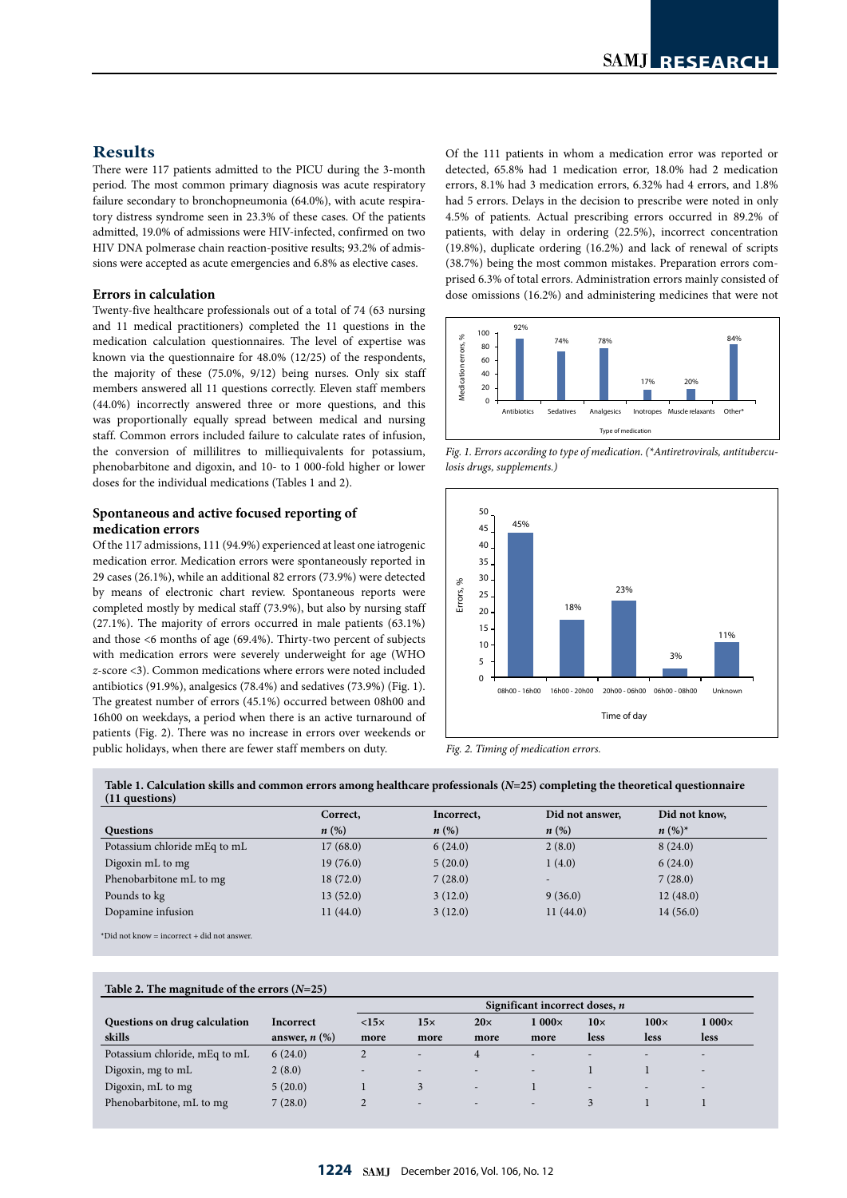## Results

There were 117 patients admitted to the PICU during the 3-month period. The most common primary diagnosis was acute respiratory failure secondary to bronchopneumonia (64.0%), with acute respiratory distress syndrome seen in 23.3% of these cases. Of the patients admitted, 19.0% of admissions were HIV-infected, confirmed on two HIV DNA polmerase chain reaction-positive results; 93.2% of admissions were accepted as acute emergencies and 6.8% as elective cases.

### Errors in calculation

Twenty-five healthcare professionals out of a total of 74 (63 nursing and 11 medical practitioners) completed the 11 questions in the medication calculation questionnaires. The level of expertise was known via the questionnaire for 48.0% (12/25) of the respondents, the majority of these (75.0%, 9/12) being nurses. Only six staff members answered all 11 questions correctly. Eleven staff members (44.0%) incorrectly answered three or more questions, and this was proportionally equally spread between medical and nursing staff. Common errors included failure to calculate rates of infusion, the conversion of millilitres to milliequivalents for potassium, phenobarbitone and digoxin, and 10- to 1 000-fold higher or lower doses for the individual medications (Tables 1 and 2).

### Spontaneous and active focused reporting of medication errors

Of the 117 admissions, 111 (94.9%) experienced at least one iatrogenic medication error. Medication errors were spontaneously reported in 29 cases (26.1%), while an additional 82 errors (73.9%) were detected by means of electronic chart review. Spontaneous reports were completed mostly by medical staff (73.9%), but also by nursing staff (27.1%). The majority of errors occurred in male patients (63.1%) and those <6 months of age (69.4%). Thirty-two percent of subjects with medication errors were severely underweight for age (WHO *z*-score <3). Common medications where errors were noted included antibiotics (91.9%), analgesics (78.4%) and sedatives (73.9%) (Fig. 1). The greatest number of errors (45.1%) occurred between 08h00 and 16h00 on weekdays, a period when there is an active turnaround of patients (Fig. 2). There was no increase in errors over weekends or public holidays, when there are fewer staff members on duty.

Of the 111 patients in whom a medication error was reported or detected, 65.8% had 1 medication error, 18.0% had 2 medication errors, 8.1% had 3 medication errors, 6.32% had 4 errors, and 1.8% had 5 errors. Delays in the decision to prescribe were noted in only 4.5% of patients. Actual prescribing errors occurred in 89.2% of patients, with delay in ordering (22.5%), incorrect concentration (19.8%), duplicate ordering (16.2%) and lack of renewal of scripts (38.7%) being the most common mistakes. Preparation errors comprised 6.3% of total errors. Administration errors mainly consisted of dose omissions (16.2%) and administering medicines that were not

*Fig. 1. Errors according to type of medication. (*Antiretrovirals, antituberculosis drugs, supplements.)*

*Fig. 2. Timing of medication errors.*

**Table 1. Calculation skills and common errors among healthcare professionals (*N*=25) completing the theoretical questionnaire (11 questions)**

| Questions | Correct, *n* (%) | Incorrect, *n* (%) | Did not answer, *n* (%) | Did not know, *n* (%)* |
|---|---|---|---|---|
| Potassium chloride mEq to mL | 17 (68.0) | 6 (24.0) | 2 (8.0) | 8 (24.0) |
| Digoxin mL to mg | 19 (76.0) | 5 (20.0) | 1 (4.0) | 6 (24.0) |
| Phenobarbitone mL to mg | 18 (72.0) | 7 (28.0) | - | 7 (28.0) |
| Pounds to kg | 13 (52.0) | 3 (12.0) | 9 (36.0) | 12 (48.0) |
| Dopamine infusion | 11 (44.0) | 3 (12.0) | 11 (44.0) | 14 (56.0) |

*Did not know = incorrect + did not answer.

**Table 2. The magnitude of the errors (*N*=25)**

| Questions on drug calculation skills | Incorrect answer, *n* (%) | Significant incorrect doses, *n* | | | | | | |
|---|---|---|---|---|---|---|---|---|
| | | <15× more | 15× more | 20× more | 1 000× more | 10× less | 100× less | 1 000× less |
| Potassium chloride, mEq to mL | 6 (24.0) | 2 | - | 4 | - | - | - | - |
| Digoxin, mg to mL | 2 (8.0) | - | - | - | - | 1 | 1 | - |
| Digoxin, mL to mg | 5 (20.0) | 1 | 3 | - | 1 | - | - | - |
| Phenobarbitone, mL to mg | 7 (28.0) | 2 | - | - | - | 3 | 1 | 1 |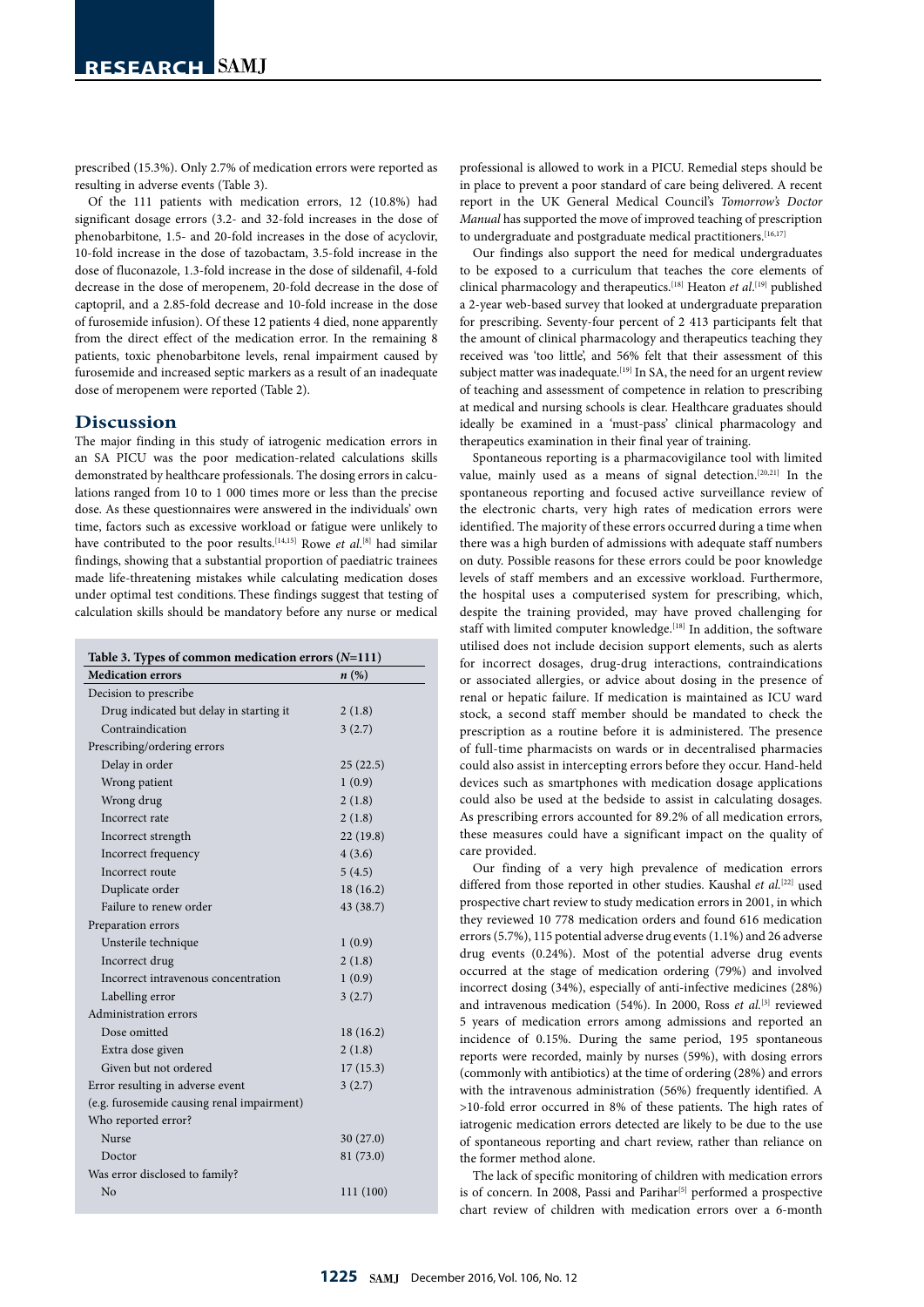prescribed (15.3%). Only 2.7% of medication errors were reported as resulting in adverse events (Table 3).

Of the 111 patients with medication errors, 12 (10.8%) had significant dosage errors (3.2- and 32-fold increases in the dose of phenobarbitone, 1.5- and 20-fold increases in the dose of acyclovir, 10-fold increase in the dose of tazobactam, 3.5-fold increase in the dose of fluconazole, 1.3-fold increase in the dose of sildenafil, 4-fold decrease in the dose of meropenem, 20-fold decrease in the dose of captopril, and a 2.85-fold decrease and 10-fold increase in the dose of furosemide infusion). Of these 12 patients 4 died, none apparently from the direct effect of the medication error. In the remaining 8 patients, toxic phenobarbitone levels, renal impairment caused by furosemide and increased septic markers as a result of an inadequate dose of meropenem were reported (Table 2).

## Discussion

The major finding in this study of iatrogenic medication errors in an SA PICU was the poor medication-related calculations skills demonstrated by healthcare professionals. The dosing errors in calculations ranged from 10 to 1 000 times more or less than the precise dose. As these questionnaires were answered in the individuals' own time, factors such as excessive workload or fatigue were unlikely to have contributed to the poor results.[14,15] Rowe *et al.*[8] had similar findings, showing that a substantial proportion of paediatric trainees made life-threatening mistakes while calculating medication doses under optimal test conditions. These findings suggest that testing of calculation skills should be mandatory before any nurse or medical

**Table 3. Types of common medication errors (*N*=111)**

| Medication errors | *n* (%) |
|---|---|
| Decision to prescribe | |
| Drug indicated but delay in starting it | 2 (1.8) |
| Contraindication | 3 (2.7) |
| Prescribing/ordering errors | |
| Delay in order | 25 (22.5) |
| Wrong patient | 1 (0.9) |
| Wrong drug | 2 (1.8) |
| Incorrect rate | 2 (1.8) |
| Incorrect strength | 22 (19.8) |
| Incorrect frequency | 4 (3.6) |
| Incorrect route | 5 (4.5) |
| Duplicate order | 18 (16.2) |
| Failure to renew order | 43 (38.7) |
| Preparation errors | |
| Unsterile technique | 1 (0.9) |
| Incorrect drug | 2 (1.8) |
| Incorrect intravenous concentration | 1 (0.9) |
| Labelling error | 3 (2.7) |
| Administration errors | |
| Dose omitted | 18 (16.2) |
| Extra dose given | 2 (1.8) |
| Given but not ordered | 17 (15.3) |
| Error resulting in adverse event | 3 (2.7) |
| (e.g. furosemide causing renal impairment) | |
| Who reported error? | |
| Nurse | 30 (27.0) |
| Doctor | 81 (73.0) |
| Was error disclosed to family? | |
| No | 111 (100) |

professional is allowed to work in a PICU. Remedial steps should be in place to prevent a poor standard of care being delivered. A recent report in the UK General Medical Council's *Tomorrow's Doctor Manual* has supported the move of improved teaching of prescription to undergraduate and postgraduate medical practitioners.[16,17]

Our findings also support the need for medical undergraduates to be exposed to a curriculum that teaches the core elements of clinical pharmacology and therapeutics.[18] Heaton *et al*.[19] published a 2-year web-based survey that looked at undergraduate preparation for prescribing. Seventy-four percent of 2 413 participants felt that the amount of clinical pharmacology and therapeutics teaching they received was 'too little', and 56% felt that their assessment of this subject matter was inadequate.[19] In SA, the need for an urgent review of teaching and assessment of competence in relation to prescribing at medical and nursing schools is clear. Healthcare graduates should ideally be examined in a 'must-pass' clinical pharmacology and therapeutics examination in their final year of training.

Spontaneous reporting is a pharmacovigilance tool with limited value, mainly used as a means of signal detection.[20,21] In the spontaneous reporting and focused active surveillance review of the electronic charts, very high rates of medication errors were identified. The majority of these errors occurred during a time when there was a high burden of admissions with adequate staff numbers on duty. Possible reasons for these errors could be poor knowledge levels of staff members and an excessive workload. Furthermore, the hospital uses a computerised system for prescribing, which, despite the training provided, may have proved challenging for staff with limited computer knowledge.[18] In addition, the software utilised does not include decision support elements, such as alerts for incorrect dosages, drug-drug interactions, contraindications or associated allergies, or advice about dosing in the presence of renal or hepatic failure. If medication is maintained as ICU ward stock, a second staff member should be mandated to check the prescription as a routine before it is administered. The presence of full-time pharmacists on wards or in decentralised pharmacies could also assist in intercepting errors before they occur. Hand-held devices such as smartphones with medication dosage applications could also be used at the bedside to assist in calculating dosages. As prescribing errors accounted for 89.2% of all medication errors, these measures could have a significant impact on the quality of care provided.

Our finding of a very high prevalence of medication errors differed from those reported in other studies. Kaushal *et al.*[22] used prospective chart review to study medication errors in 2001, in which they reviewed 10 778 medication orders and found 616 medication errors (5.7%), 115 potential adverse drug events (1.1%) and 26 adverse drug events (0.24%). Most of the potential adverse drug events occurred at the stage of medication ordering (79%) and involved incorrect dosing (34%), especially of anti-infective medicines (28%) and intravenous medication (54%). In 2000, Ross *et al.*[3] reviewed 5 years of medication errors among admissions and reported an incidence of 0.15%. During the same period, 195 spontaneous reports were recorded, mainly by nurses (59%), with dosing errors (commonly with antibiotics) at the time of ordering (28%) and errors with the intravenous administration (56%) frequently identified. A >10-fold error occurred in 8% of these patients. The high rates of iatrogenic medication errors detected are likely to be due to the use of spontaneous reporting and chart review, rather than reliance on the former method alone.

The lack of specific monitoring of children with medication errors is of concern. In 2008, Passi and Parihar[5] performed a prospective chart review of children with medication errors over a 6-month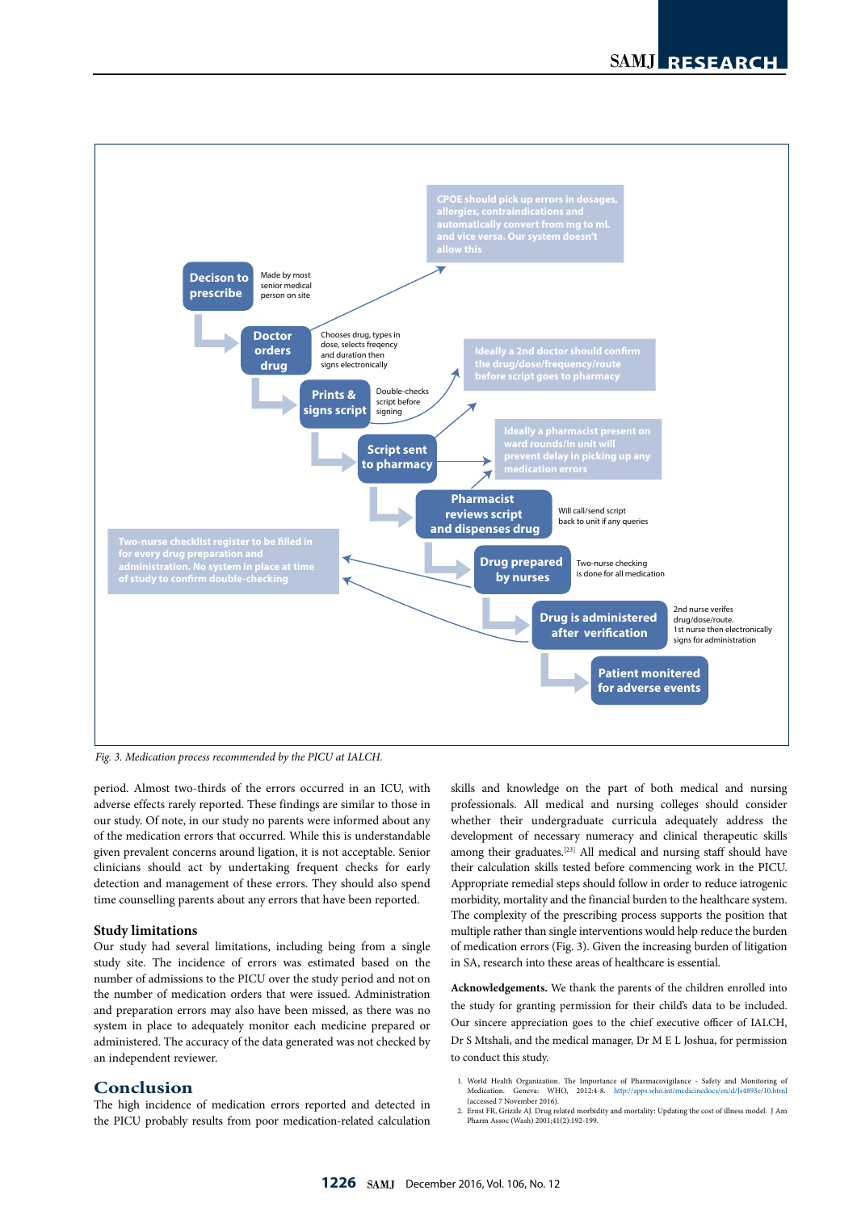Decison to prescribe — Made by most senior medical person on site

Doctor orders drug — Chooses drug, types in dose, selects freqency and duration then signs electronically

Prints & signs script — Double-checks script before signing

Script sent to pharmacy

Pharmacist reviews script and dispenses drug — Will call/send script back to unit if any queries

Drug prepared by nurses — Two-nurse checking is done for all medication

Drug is administered after verification — 2nd nurse verifes drug/dose/route. 1st nurse then electronically signs for administration

Patient monitered for adverse events

CPOE should pick up errors in dosages, allergies, contraindications and automatically convert from mg to mL and vice versa. Our system doesn't allow this

Ideally a 2nd doctor should confirm the drug/dose/frequency/route before script goes to pharmacy

Ideally a pharmacist present on ward rounds/in unit will prevent delay in picking up any medication errors

Two-nurse checklist register to be filled in for every drug preparation and administration. No system in place at time of study to confirm double-checking

*Fig. 3. Medication process recommended by the PICU at IALCH.*

period. Almost two-thirds of the errors occurred in an ICU, with adverse effects rarely reported. These findings are similar to those in our study. Of note, in our study no parents were informed about any of the medication errors that occurred. While this is understandable given prevalent concerns around ligation, it is not acceptable. Senior clinicians should act by undertaking frequent checks for early detection and management of these errors. They should also spend time counselling parents about any errors that have been reported.

### Study limitations

Our study had several limitations, including being from a single study site. The incidence of errors was estimated based on the number of admissions to the PICU over the study period and not on the number of medication orders that were issued. Administration and preparation errors may also have been missed, as there was no system in place to adequately monitor each medicine prepared or administered. The accuracy of the data generated was not checked by an independent reviewer.

## Conclusion

The high incidence of medication errors reported and detected in the PICU probably results from poor medication-related calculation skills and knowledge on the part of both medical and nursing professionals. All medical and nursing colleges should consider whether their undergraduate curricula adequately address the development of necessary numeracy and clinical therapeutic skills among their graduates.[23] All medical and nursing staff should have their calculation skills tested before commencing work in the PICU. Appropriate remedial steps should follow in order to reduce iatrogenic morbidity, mortality and the financial burden to the healthcare system. The complexity of the prescribing process supports the position that multiple rather than single interventions would help reduce the burden of medication errors (Fig. 3). Given the increasing burden of litigation in SA, research into these areas of healthcare is essential.

**Acknowledgements.** We thank the parents of the children enrolled into the study for granting permission for their child's data to be included. Our sincere appreciation goes to the chief executive officer of IALCH, Dr S Mtshali, and the medical manager, Dr M E L Joshua, for permission to conduct this study.

1. World Health Organization. The Importance of Pharmacovigilance - Safety and Monitoring of Medication. Geneva: WHO, 2012:4-8. http://apps.who.int/medicinedocs/en/d/Js4893e/10.html (accessed 7 November 2016).
2. Ernst FR, Grizzle AJ. Drug related morbidity and mortality: Updating the cost of illness model. J Am Pharm Assoc (Wash) 2001;41(2):192-199.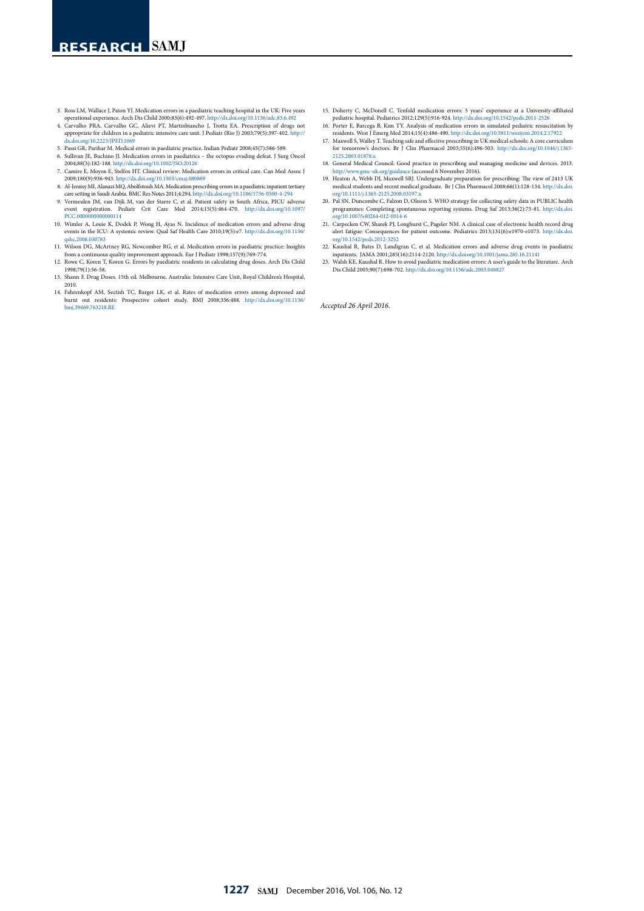3. Ross LM, Wallace J, Paton YJ. Medication errors in a paediatric teaching hospital in the UK: Five years operational experience. Arch Dis Child 2000;83(6):492-497. http://dx.doi.org/10.1136/adc.83.6.492
4. Carvalho PRA, Carvalho GC, Alievi PT, Martinbiancho J, Trotta EA. Prescription of drugs not appropriate for children in a pediatric intensive care unit. J Pediatr (Rio J) 2003;79(5):397-402. http://dx.doi.org/10.2223/JPED.1069
5. Passi GR, Parihar M. Medical errors in paediatric practice. Indian Pediatr 2008;45(7):586-589.
6. Sullivan JE, Buchino JJ. Medication errors in paediatrics – the octopus evading defeat. J Surg Oncol 2004;88(3):182-188. http://dx.doi.org/10.1002/JSO.20126
7. Camire E, Moyen E, Stelfox HT. Clinical review: Medication errors in critical care. Can Med Assoc J 2009;180(9):936-943. http://dx.doi.org/10.1503/cmaj.080869
8. Al-Jeraisy MI, Alanazi MQ, Abolfotouh MA. Medication prescribing errors in a paediatric inpatient tertiary care setting in Saudi Arabia. BMC Res Notes 2011;4:294. http://dx.doi.org/10.1186/1756-0500-4-294
9. Vermeulen JM, van Dijk M, van der Starre C, et al. Patient safety in South Africa, PICU adverse event registration. Pediatr Crit Care Med 2014;15(5):464-470. http://dx.doi.org/10.1097/PCC.0000000000000114
10. Wimler A, Louie K, Dodek P, Wong H, Ayas N. Incidence of medication errors and adverse drug events in the ICU: A systemic review. Qual Saf Health Care 2010;19(5):e7. http://dx.doi.org/10.1136/qshc.2008.030783
11. Wilson DG, McArtney RG, Newcomber RG, et al. Medication errors in paediatric practice: Insights from a continuous quality improvement approach. Eur J Pediatr 1998;157(9):769-774.
12. Rowe C, Koren T, Koren G. Errors by paediatric residents in calculating drug doses. Arch Dis Child 1998;79(1):56-58.
13. Shann F. Drug Doses. 15th ed. Melbourne, Australia: Intensive Care Unit, Royal Children's Hospital, 2010.
14. Fahrenkopf AM, Sectish TC, Barger LK, et al. Rates of medication errors among depressed and burnt out residents: Prospective cohort study. BMJ 2008;336:488. http://dx.doi.org/10.1136/bmj.39469.763218.BE
15. Doherty C, McDonell C. Tenfold medication errors: 5 years' experience at a University-affiliated pediatric hospital. Pediatrics 2012;129(5):916-924. http://dx.doi.org/10.1542/peds.2011-2526
16. Porter E, Barcega B, Kim TY. Analysis of medication errors in simulated pediatric resuscitation by residents. West J Emerg Med 2014;15(4):486-490. http://dx.doi.org/10.5811/westjem.2014.2.17922
17. Maxwell S, Walley T. Teaching safe and effective prescribing in UK medical schools: A core curriculum for tomorrow's doctors. Br J Clin Pharmacol 2003;55(6):496-503. http://dx.doi.org/10.1046/j.1365-2125.2003.01878.x
18. General Medical Council. Good practice in prescribing and managing medicine and devices. 2013. http://www.gmc-uk.org/guidance (accessed 6 November 2016).
19. Heaton A, Webb DJ, Maxwell SRJ. Undergraduate preparation for prescribing: The view of 2413 UK medical students and recent medical graduate. Br J Clin Pharmacol 2008;66(1):128-134. http://dx.doi.org/10.1111/j.1365-2125.2008.03197.x
20. Pal SN, Duncombe C, Falzon D, Olsson S. WHO strategy for collecting safety data in PUBLIC health programmes: Completing spontaneous reporting systems. Drug Saf 2013;36(2):75-81. http://dx.doi.org/10.1007/s40264-012-0014-6
21. Carpecken CW, Sharek PJ, Longhurst C, Pageler NM. A clinical case of electronic health record drug alert fatigue: Consequences for patient outcome. Pediatrics 2013;131(6):e1970-e1073. http://dx.doi.org/10.1542/peds.2012-3252
22. Kaushal R, Bates D, Landigran C, et al. Medication errors and adverse drug events in paediatric inpatients. JAMA 2001;285(16):2114-2120. http://dx.doi.org/10.1001/jama.285.16.21141
23. Walsh KE, Kaushal R. How to avoid paediatric medication errors: A user's guide to the literature. Arch Dis Child 2005;90(7):698-702. http://dx.doi.org/10.1136/adc.2003.048827

*Accepted 26 April 2016.*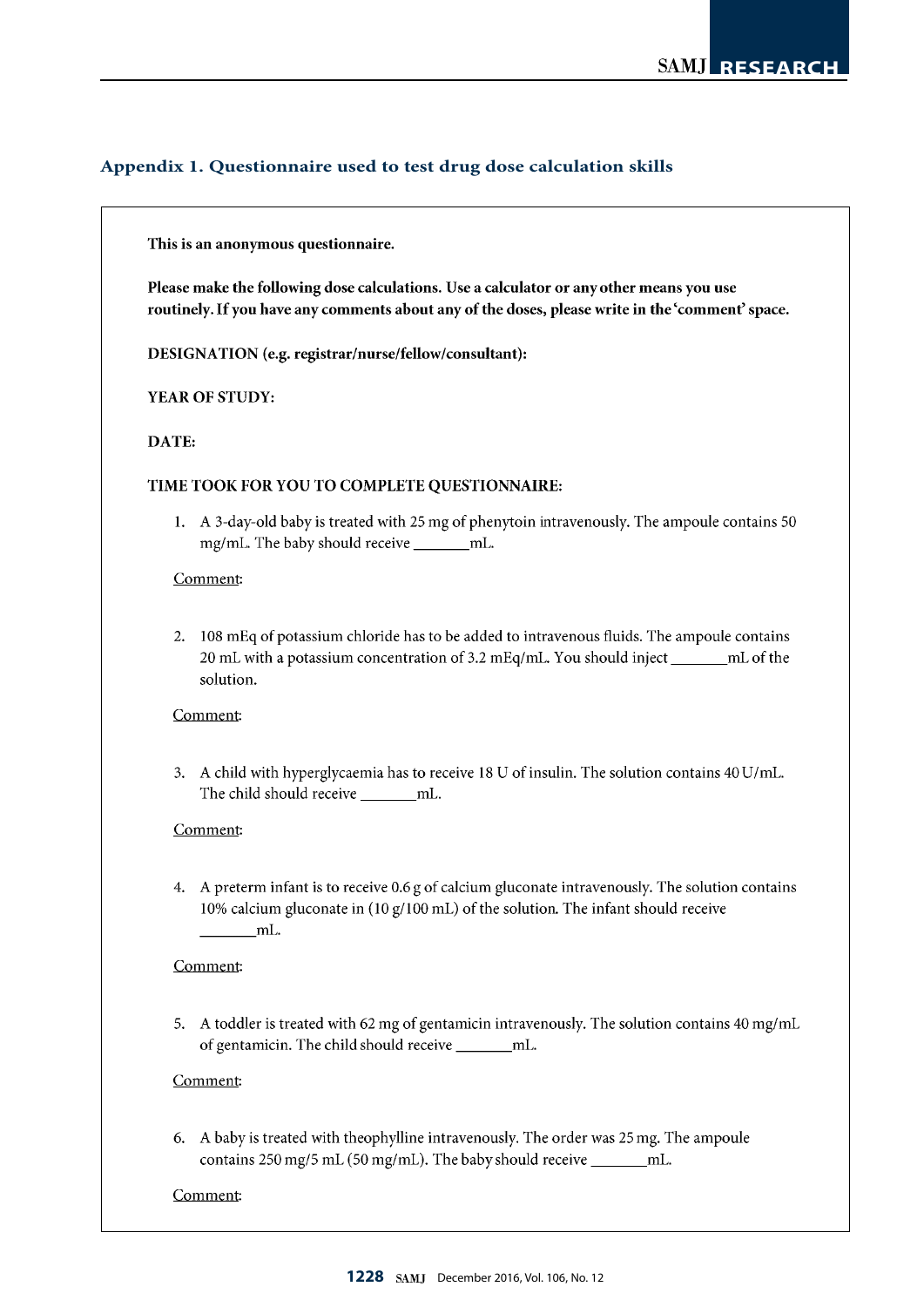## Appendix 1. Questionnaire used to test drug dose calculation skills

**This is an anonymous questionnaire.**

**Please make the following dose calculations. Use a calculator or any other means you use routinely. If you have any comments about any of the doses, please write in the 'comment' space.**

**DESIGNATION (e.g. registrar/nurse/fellow/consultant):**

**YEAR OF STUDY:**

**DATE:**

**TIME TOOK FOR YOU TO COMPLETE QUESTIONNAIRE:**

1. A 3-day-old baby is treated with 25 mg of phenytoin intravenously. The ampoule contains 50 mg/mL. The baby should receive _______mL.

   Comment:

2. 108 mEq of potassium chloride has to be added to intravenous fluids. The ampoule contains 20 mL with a potassium concentration of 3.2 mEq/mL. You should inject _______mL of the solution.

   Comment:

3. A child with hyperglycaemia has to receive 18 U of insulin. The solution contains 40 U/mL. The child should receive _______mL.

   Comment:

4. A preterm infant is to receive 0.6 g of calcium gluconate intravenously. The solution contains 10% calcium gluconate in (10 g/100 mL) of the solution. The infant should receive _______mL.

   Comment:

5. A toddler is treated with 62 mg of gentamicin intravenously. The solution contains 40 mg/mL of gentamicin. The child should receive _______mL.

   Comment:

6. A baby is treated with theophylline intravenously. The order was 25 mg. The ampoule contains 250 mg/5 mL (50 mg/mL). The baby should receive _______mL.

   Comment: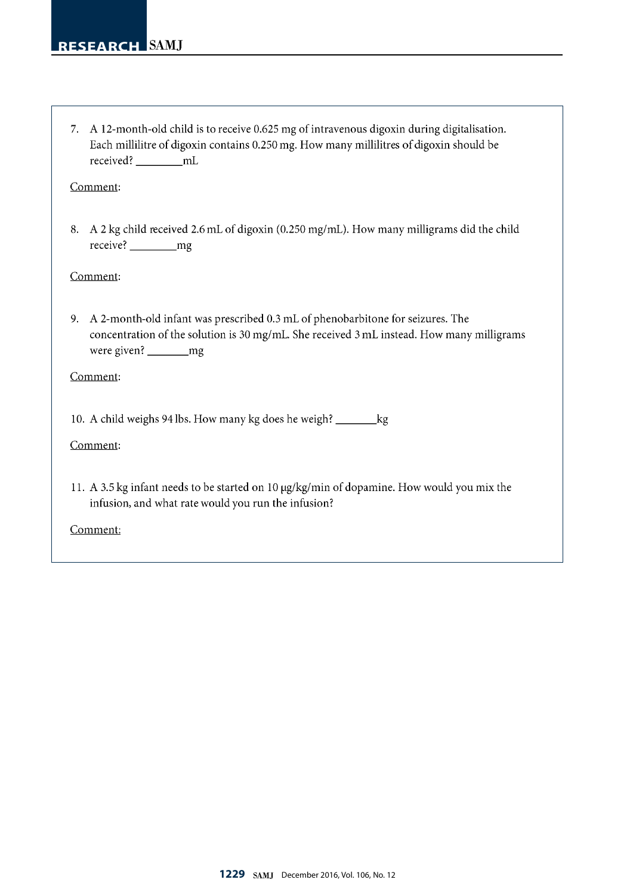7. A 12-month-old child is to receive 0.625 mg of intravenous digoxin during digitalisation. Each millilitre of digoxin contains 0.250 mg. How many millilitres of digoxin should be received? ________mL

Comment:

8. A 2 kg child received 2.6 mL of digoxin (0.250 mg/mL). How many milligrams did the child receive? ________mg

Comment:

9. A 2-month-old infant was prescribed 0.3 mL of phenobarbitone for seizures. The concentration of the solution is 30 mg/mL. She received 3 mL instead. How many milligrams were given? _______mg

Comment:

10. A child weighs 94 lbs. How many kg does he weigh? _______kg

Comment:

11. A 3.5 kg infant needs to be started on 10 μg/kg/min of dopamine. How would you mix the infusion, and what rate would you run the infusion?

Comment: